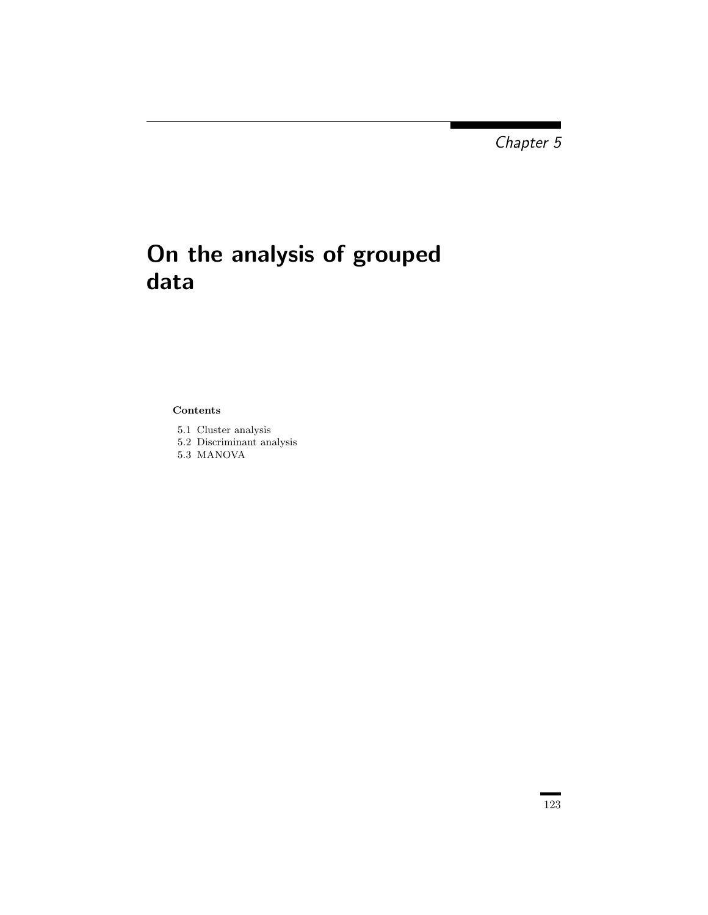*Chapter 5*

# On the analysis of grouped data

**Contents**

5.1 Cluster analysis
5.2 Discriminant analysis
5.3 MANOVA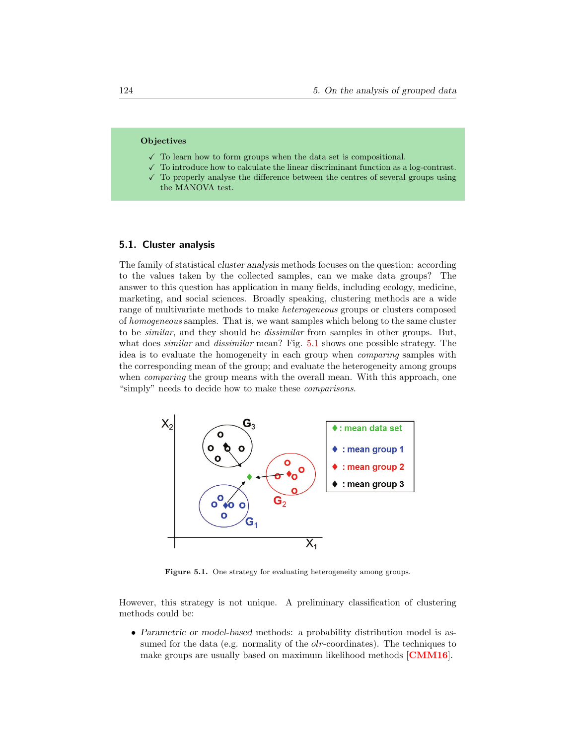**Objectives**

- ✓ To learn how to form groups when the data set is compositional.
- ✓ To introduce how to calculate the linear discriminant function as a log-contrast.
- ✓ To properly analyse the difference between the centres of several groups using the MANOVA test.

## 5.1. Cluster analysis

The family of statistical *cluster analysis* methods focuses on the question: according to the values taken by the collected samples, can we make data groups? The answer to this question has application in many fields, including ecology, medicine, marketing, and social sciences. Broadly speaking, clustering methods are a wide range of multivariate methods to make *heterogeneous* groups or clusters composed of *homogeneous* samples. That is, we want samples which belong to the same cluster to be *similar*, and they should be *dissimilar* from samples in other groups. But, what does *similar* and *dissimilar* mean? Fig. 5.1 shows one possible strategy. The idea is to evaluate the homogeneity in each group when *comparing* samples with the corresponding mean of the group; and evaluate the heterogeneity among groups when *comparing* the group means with the overall mean. With this approach, one "simply" needs to decide how to make these *comparisons*.

$X_2$

$G_3$

$G_2$

$G_1$

$X_1$

♦ : mean data set

♦ : mean group 1

♦ : mean group 2

♦ : mean group 3

**Figure 5.1.** One strategy for evaluating heterogeneity among groups.

However, this strategy is not unique. A preliminary classification of clustering methods could be:

- *Parametric or model-based* methods: a probability distribution model is assumed for the data (e.g. normality of the *olr*-coordinates). The techniques to make groups are usually based on maximum likelihood methods [CMM16].